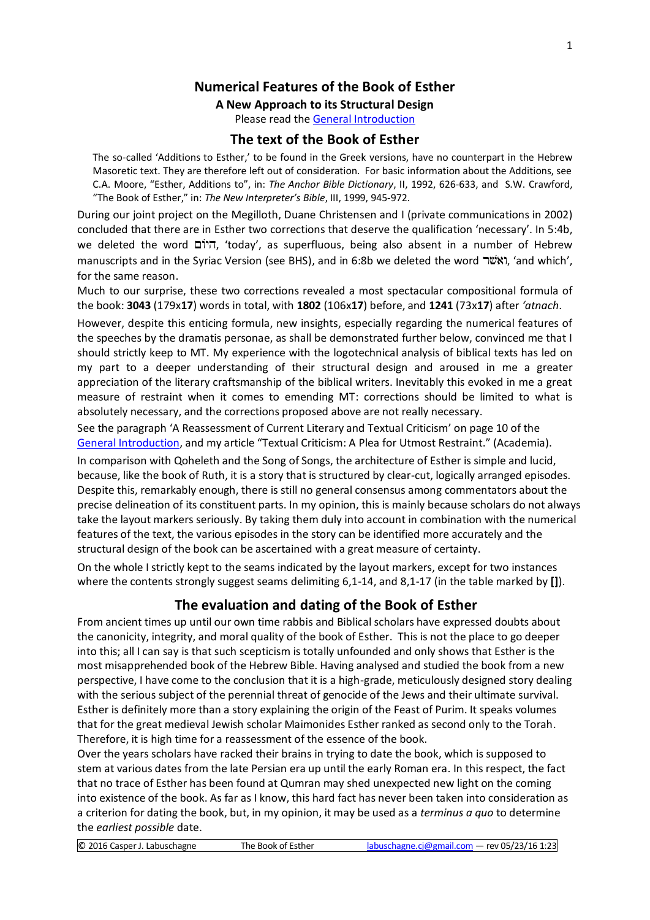# Numerical Features of the Book of Esther

### A New Approach to its Structural Design

Please read the General Introduction

## The text of the Book of Esther

The so-called 'Additions to Esther,' to be found in the Greek versions, have no counterpart in the Hebrew Masoretic text. They are therefore left out of consideration. For basic information about the Additions, see C.A. Moore, "Esther, Additions to", in: *The Anchor Bible Dictionary*, II, 1992, 626-633, and S.W. Crawford, "The Book of Esther," in: *The New Interpreter's Bible*, III, 1999, 945-972.

During our joint project on the Megilloth, Duane Christensen and I (private communications in 2002) concluded that there are in Esther two corrections that deserve the qualification 'necessary'. In 5:4b, we deleted the word הַיּוֹם, 'today', as superfluous, being also absent in a number of Hebrew manuscripts and in the Syriac Version (see BHS), and in 6:8b we deleted the word וַאֲשֶׁר, 'and which', for the same reason.

Much to our surprise, these two corrections revealed a most spectacular compositional formula of the book: **3043** (179x**17**) words in total, with **1802** (106x**17**) before, and **1241** (73x**17**) after *'atnach*.

However, despite this enticing formula, new insights, especially regarding the numerical features of the speeches by the dramatis personae, as shall be demonstrated further below, convinced me that I should strictly keep to MT. My experience with the logotechnical analysis of biblical texts has led on my part to a deeper understanding of their structural design and aroused in me a greater appreciation of the literary craftsmanship of the biblical writers. Inevitably this evoked in me a great measure of restraint when it comes to emending MT: corrections should be limited to what is absolutely necessary, and the corrections proposed above are not really necessary.

See the paragraph 'A Reassessment of Current Literary and Textual Criticism' on page 10 of the General Introduction, and my article "Textual Criticism: A Plea for Utmost Restraint." (Academia).

In comparison with Qoheleth and the Song of Songs, the architecture of Esther is simple and lucid, because, like the book of Ruth, it is a story that is structured by clear-cut, logically arranged episodes. Despite this, remarkably enough, there is still no general consensus among commentators about the precise delineation of its constituent parts. In my opinion, this is mainly because scholars do not always take the layout markers seriously. By taking them duly into account in combination with the numerical features of the text, the various episodes in the story can be identified more accurately and the structural design of the book can be ascertained with a great measure of certainty.

On the whole I strictly kept to the seams indicated by the layout markers, except for two instances where the contents strongly suggest seams delimiting 6,1-14, and 8,1-17 (in the table marked by **[]**).

## The evaluation and dating of the Book of Esther

From ancient times up until our own time rabbis and Biblical scholars have expressed doubts about the canonicity, integrity, and moral quality of the book of Esther. This is not the place to go deeper into this; all I can say is that such scepticism is totally unfounded and only shows that Esther is the most misapprehended book of the Hebrew Bible. Having analysed and studied the book from a new perspective, I have come to the conclusion that it is a high-grade, meticulously designed story dealing with the serious subject of the perennial threat of genocide of the Jews and their ultimate survival. Esther is definitely more than a story explaining the origin of the Feast of Purim. It speaks volumes that for the great medieval Jewish scholar Maimonides Esther ranked as second only to the Torah. Therefore, it is high time for a reassessment of the essence of the book.

Over the years scholars have racked their brains in trying to date the book, which is supposed to stem at various dates from the late Persian era up until the early Roman era. In this respect, the fact that no trace of Esther has been found at Qumran may shed unexpected new light on the coming into existence of the book. As far as I know, this hard fact has never been taken into consideration as a criterion for dating the book, but, in my opinion, it may be used as a *terminus a quo* to determine the *earliest possible* date.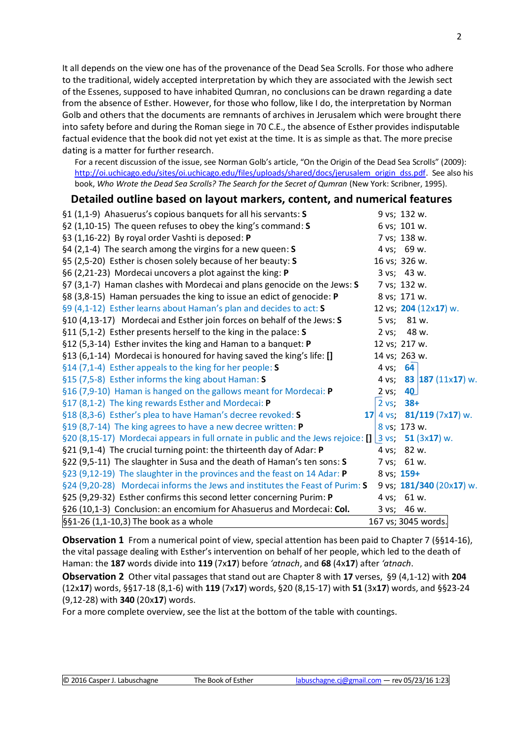It all depends on the view one has of the provenance of the Dead Sea Scrolls. For those who adhere to the traditional, widely accepted interpretation by which they are associated with the Jewish sect of the Essenes, supposed to have inhabited Qumran, no conclusions can be drawn regarding a date from the absence of Esther. However, for those who follow, like I do, the interpretation by Norman Golb and others that the documents are remnants of archives in Jerusalem which were brought there into safety before and during the Roman siege in 70 C.E., the absence of Esther provides indisputable factual evidence that the book did not yet exist at the time. It is as simple as that. The more precise dating is a matter for further research.

For a recent discussion of the issue, see Norman Golb's article, "On the Origin of the Dead Sea Scrolls" (2009): http://oi.uchicago.edu/sites/oi.uchicago.edu/files/uploads/shared/docs/jerusalem_origin_dss.pdf. See also his book, *Who Wrote the Dead Sea Scrolls? The Search for the Secret of Qumran* (New York: Scribner, 1995).

## Detailed outline based on layout markers, content, and numerical features

| Section | Verses; words |
|---|---|
| §1 (1,1-9) Ahasuerus's copious banquets for all his servants: **S** | 9 vs; 132 w. |
| §2 (1,10-15) The queen refuses to obey the king's command: **S** | 6 vs; 101 w. |
| §3 (1,16-22) By royal order Vashti is deposed: **P** | 7 vs; 138 w. |
| §4 (2,1-4) The search among the virgins for a new queen: **S** | 4 vs; 69 w. |
| §5 (2,5-20) Esther is chosen solely because of her beauty: **S** | 16 vs; 326 w. |
| §6 (2,21-23) Mordecai uncovers a plot against the king: **P** | 3 vs; 43 w. |
| §7 (3,1-7) Haman clashes with Mordecai and plans genocide on the Jews: **S** | 7 vs; 132 w. |
| §8 (3,8-15) Haman persuades the king to issue an edict of genocide: **P** | 8 vs; 171 w. |
| §9 (4,1-12) Esther learns about Haman's plan and decides to act: **S** | 12 vs; **204** (12x**17**) w. |
| §10 (4,13-17) Mordecai and Esther join forces on behalf of the Jews: **S** | 5 vs; 81 w. |
| §11 (5,1-2) Esther presents herself to the king in the palace: **S** | 2 vs; 48 w. |
| §12 (5,3-14) Esther invites the king and Haman to a banquet: **P** | 12 vs; 217 w. |
| §13 (6,1-14) Mordecai is honoured for having saved the king's life: **[]** | 14 vs; 263 w. |
| §14 (7,1-4) Esther appeals to the king for her people: **S** | 4 vs; **64** } |
| §15 (7,5-8) Esther informs the king about Haman: **S** | 4 vs; **83** } **187** (11x**17**) w. |
| §16 (7,9-10) Haman is hanged on the gallows meant for Mordecai: **P** | 2 vs; **40** } |
| §17 (8,1-2) The king rewards Esther and Mordecai: **P** | { 2 vs; **38+** |
| §18 (8,3-6) Esther's plea to have Haman's decree revoked: **S** | **17** { 4 vs; **81/119** (7x**17**) w. |
| §19 (8,7-14) The king agrees to have a new decree written: **P** | { 8 vs; 173 w. |
| §20 (8,15-17) Mordecai appears in full ornate in public and the Jews rejoice: **[]** | { 3 vs; **51** (3x**17**) w. |
| §21 (9,1-4) The crucial turning point: the thirteenth day of Adar: **P** | 4 vs; 82 w. |
| §22 (9,5-11) The slaughter in Susa and the death of Haman's ten sons: **S** | 7 vs; 61 w. |
| §23 (9,12-19) The slaughter in the provinces and the feast on 14 Adar: **P** | 8 vs; **159+** |
| §24 (9,20-28) Mordecai informs the Jews and institutes the Feast of Purim: **S** | 9 vs; **181/340** (20x**17**) w. |
| §25 (9,29-32) Esther confirms this second letter concerning Purim: **P** | 4 vs; 61 w. |
| §26 (10,1-3) Conclusion: an encomium for Ahasuerus and Mordecai: **Col.** | 3 vs; 46 w. |
| §§1-26 (1,1-10,3) The book as a whole | 167 vs; 3045 words. |

**Observation 1** From a numerical point of view, special attention has been paid to Chapter 7 (§§14-16), the vital passage dealing with Esther's intervention on behalf of her people, which led to the death of Haman: the **187** words divide into **119** (7x**17**) before *'atnach*, and **68** (4x**17**) after *'atnach*.

**Observation 2** Other vital passages that stand out are Chapter 8 with **17** verses, §9 (4,1-12) with **204** (12x**17**) words, §§17-18 (8,1-6) with **119** (7x**17**) words, §20 (8,15-17) with **51** (3x**17**) words, and §§23-24 (9,12-28) with **340** (20x**17**) words.

For a more complete overview, see the list at the bottom of the table with countings.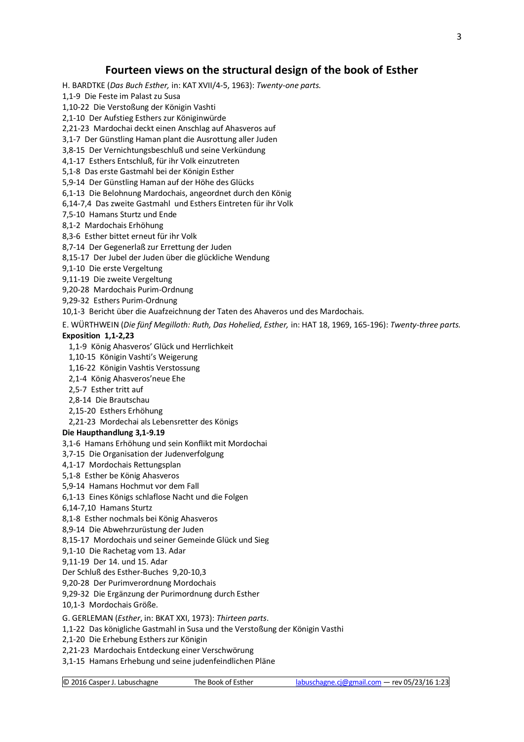## Fourteen views on the structural design of the book of Esther

H. BARDTKE (*Das Buch Esther,* in: KAT XVII/4-5, 1963): *Twenty-one parts.*

1,1-9 Die Feste im Palast zu Susa
1,10-22 Die Verstoßung der Königin Vashti
2,1-10 Der Aufstieg Esthers zur Königinwürde
2,21-23 Mardochai deckt einen Anschlag auf Ahasveros auf
3,1-7 Der Günstling Haman plant die Ausrottung aller Juden
3,8-15 Der Vernichtungsbeschluß und seine Verkündung
4,1-17 Esthers Entschluß, für ihr Volk einzutreten
5,1-8 Das erste Gastmahl bei der Königin Esther
5,9-14 Der Günstling Haman auf der Höhe des Glücks
6,1-13 Die Belohnung Mardochais, angeordnet durch den König
6,14-7,4 Das zweite Gastmahl und Esthers Eintreten für ihr Volk
7,5-10 Hamans Sturtz und Ende
8,1-2 Mardochais Erhöhung
8,3-6 Esther bittet erneut für ihr Volk
8,7-14 Der Gegenerlaß zur Errettung der Juden
8,15-17 Der Jubel der Juden über die glückliche Wendung
9,1-10 Die erste Vergeltung
9,11-19 Die zweite Vergeltung
9,20-28 Mardochais Purim-Ordnung
9,29-32 Esthers Purim-Ordnung
10,1-3 Bericht über die Auafzeichnung der Taten des Ahaveros und des Mardochais.

E. WÜRTHWEIN (*Die fünf Megilloth: Ruth, Das Hohelied, Esther,* in: HAT 18, 1969, 165-196): *Twenty-three parts.*

**Exposition 1,1-2,23**

1,1-9 König Ahasveros' Glück und Herrlichkeit
1,10-15 Königin Vashti's Weigerung
1,16-22 Königin Vashtis Verstossung
2,1-4 König Ahasveros'neue Ehe
2,5-7 Esther tritt auf
2,8-14 Die Brautschau
2,15-20 Esthers Erhöhung
2,21-23 Mordechai als Lebensretter des Königs

**Die Haupthandlung 3,1-9.19**

3,1-6 Hamans Erhöhung und sein Konflikt mit Mordochai
3,7-15 Die Organisation der Judenverfolgung
4,1-17 Mordochais Rettungsplan
5,1-8 Esther be König Ahasveros
5,9-14 Hamans Hochmut vor dem Fall
6,1-13 Eines Königs schlaflose Nacht und die Folgen
6,14-7,10 Hamans Sturtz
8,1-8 Esther nochmals bei König Ahasveros
8,9-14 Die Abwehrzurüstung der Juden
8,15-17 Mordochais und seiner Gemeinde Glück und Sieg
9,1-10 Die Rachetag vom 13. Adar
9,11-19 Der 14. und 15. Adar

Der Schluß des Esther-Buches 9,20-10,3

9,20-28 Der Purimverordnung Mordochais
9,29-32 Die Ergänzung der Purimordnung durch Esther
10,1-3 Mordochais Größe.

G. GERLEMAN (*Esther*, in: BKAT XXI, 1973): *Thirteen parts*.

1,1-22 Das königliche Gastmahl in Susa und the Verstoßung der Königin Vashti
2,1-20 Die Erhebung Esthers zur Königin
2,21-23 Mardochais Entdeckung einer Verschwörung
3,1-15 Hamans Erhebung und seine judenfeindlichen Pläne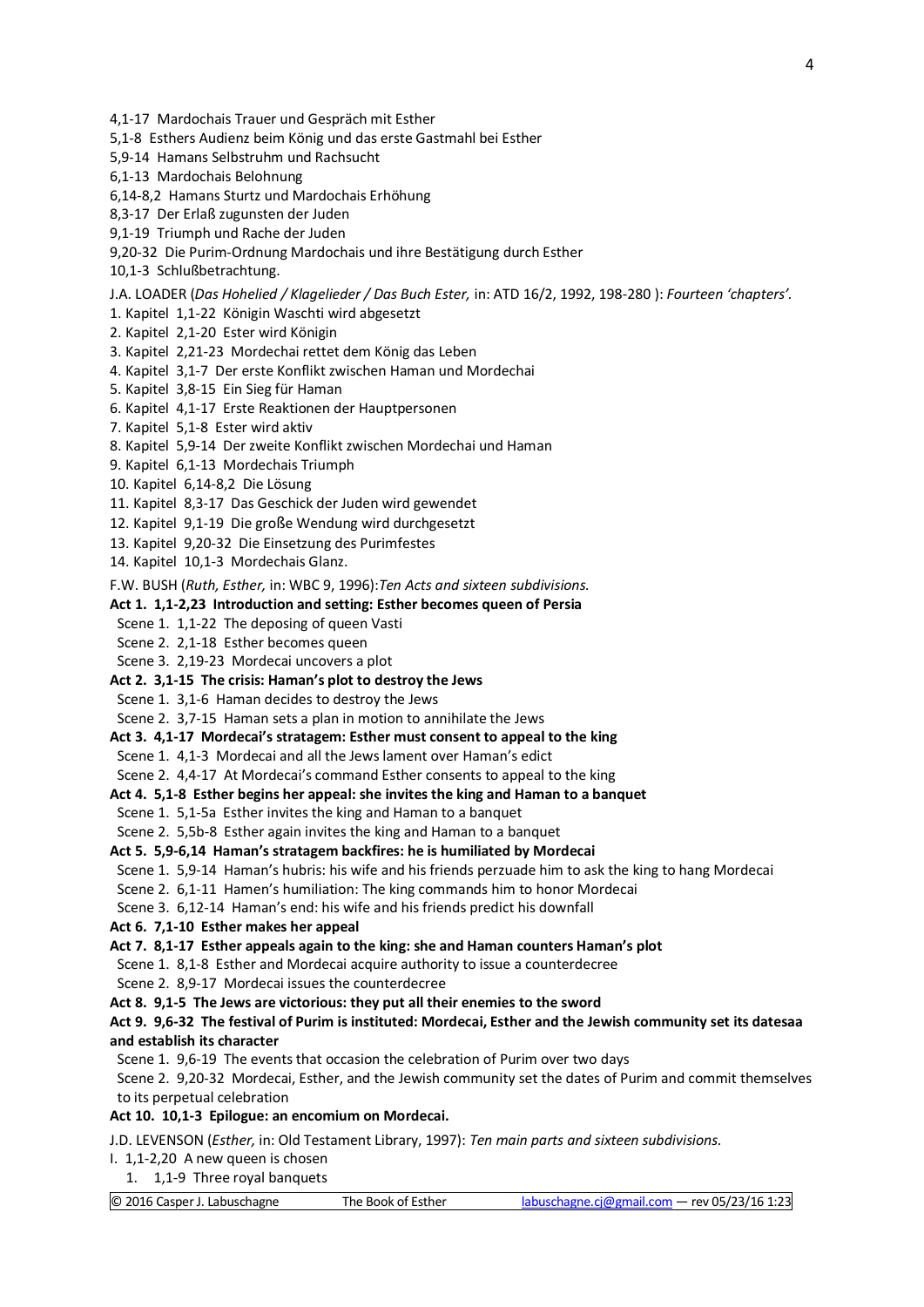4,1-17  Mardochais Trauer und Gespräch mit Esther
5,1-8  Esthers Audienz beim König und das erste Gastmahl bei Esther
5,9-14  Hamans Selbstruhm und Rachsucht
6,1-13  Mardochais Belohnung
6,14-8,2  Hamans Sturtz und Mardochais Erhöhung
8,3-17  Der Erlaß zugunsten der Juden
9,1-19  Triumph und Rache der Juden
9,20-32  Die Purim-Ordnung Mardochais und ihre Bestätigung durch Esther
10,1-3  Schlußbetrachtung.

J.A. LOADER (*Das Hohelied / Klagelieder / Das Buch Ester,* in: ATD 16/2, 1992, 198-280 ): *Fourteen 'chapters'.*

1. Kapitel  1,1-22  Königin Waschti wird abgesetzt
2. Kapitel  2,1-20  Ester wird Königin
3. Kapitel  2,21-23  Mordechai rettet dem König das Leben
4. Kapitel  3,1-7  Der erste Konflikt zwischen Haman und Mordechai
5. Kapitel  3,8-15  Ein Sieg für Haman
6. Kapitel  4,1-17  Erste Reaktionen der Hauptpersonen
7. Kapitel  5,1-8  Ester wird aktiv
8. Kapitel  5,9-14  Der zweite Konflikt zwischen Mordechai und Haman
9. Kapitel  6,1-13  Mordechais Triumph
10. Kapitel  6,14-8,2  Die Lösung
11. Kapitel  8,3-17  Das Geschick der Juden wird gewendet
12. Kapitel  9,1-19  Die große Wendung wird durchgesetzt
13. Kapitel  9,20-32  Die Einsetzung des Purimfestes
14. Kapitel  10,1-3  Mordechais Glanz.

F.W. BUSH (*Ruth, Esther,* in: WBC 9, 1996):*Ten Acts and sixteen subdivisions.*

**Act 1.  1,1-2,23  Introduction and setting: Esther becomes queen of Persia**
  Scene 1.  1,1-22  The deposing of queen Vasti
  Scene 2.  2,1-18  Esther becomes queen
  Scene 3.  2,19-23  Mordecai uncovers a plot

**Act 2.  3,1-15  The crisis: Haman's plot to destroy the Jews**
  Scene 1.  3,1-6  Haman decides to destroy the Jews
  Scene 2.  3,7-15  Haman sets a plan in motion to annihilate the Jews

**Act 3.  4,1-17  Mordecai's stratagem: Esther must consent to appeal to the king**
  Scene 1.  4,1-3  Mordecai and all the Jews lament over Haman's edict
  Scene 2.  4,4-17  At Mordecai's command Esther consents to appeal to the king

**Act 4.  5,1-8  Esther begins her appeal: she invites the king and Haman to a banquet**
  Scene 1.  5,1-5a  Esther invites the king and Haman to a banquet
  Scene 2.  5,5b-8  Esther again invites the king and Haman to a banquet

**Act 5.  5,9-6,14  Haman's stratagem backfires: he is humiliated by Mordecai**
  Scene 1.  5,9-14  Haman's hubris: his wife and his friends perzuade him to ask the king to hang Mordecai
  Scene 2.  6,1-11  Hamen's humiliation: The king commands him to honor Mordecai
  Scene 3.  6,12-14  Haman's end: his wife and his friends predict his downfall

**Act 6.  7,1-10  Esther makes her appeal**

**Act 7.  8,1-17  Esther appeals again to the king: she and Haman counters Haman's plot**
  Scene 1.  8,1-8  Esther and Mordecai acquire authority to issue a counterdecree
  Scene 2.  8,9-17  Mordecai issues the counterdecree

**Act 8.  9,1-5  The Jews are victorious: they put all their enemies to the sword**

**Act 9.  9,6-32  The festival of Purim is instituted: Mordecai, Esther and the Jewish community set its datesaa and establish its character**
  Scene 1.  9,6-19  The events that occasion the celebration of Purim over two days
  Scene 2.  9,20-32  Mordecai, Esther, and the Jewish community set the dates of Purim and commit themselves to its perpetual celebration

**Act 10.  10,1-3  Epilogue: an encomium on Mordecai.**

J.D. LEVENSON (*Esther,* in: Old Testament Library, 1997): *Ten main parts and sixteen subdivisions.*

I.  1,1-2,20  A new queen is chosen
   1.  1,1-9  Three royal banquets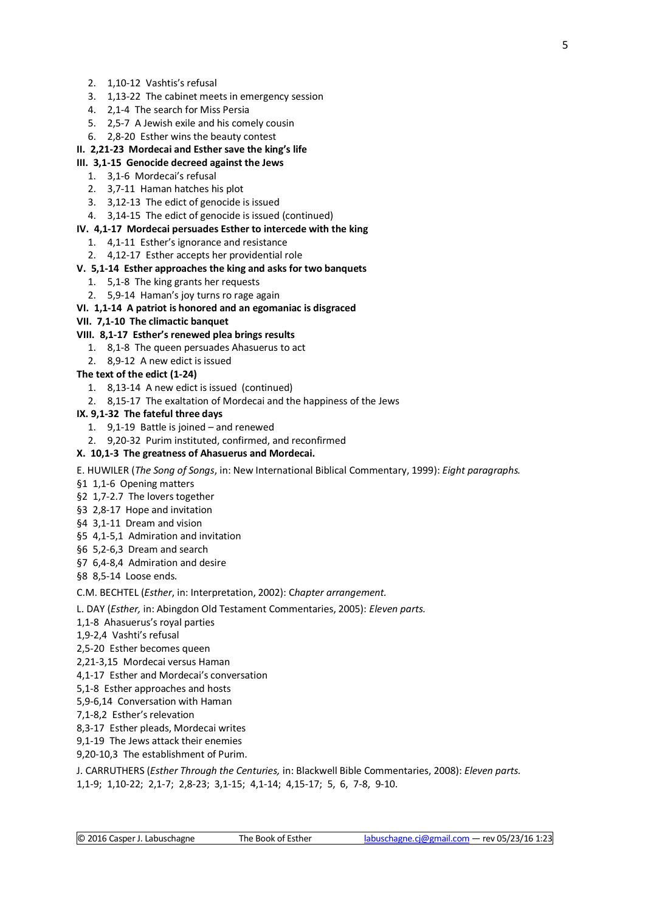2. 1,10-12  Vashtis's refusal
3. 1,13-22  The cabinet meets in emergency session
4. 2,1-4  The search for Miss Persia
5. 2,5-7  A Jewish exile and his comely cousin
6. 2,8-20  Esther wins the beauty contest

**II. 2,21-23  Mordecai and Esther save the king's life**

**III. 3,1-15  Genocide decreed against the Jews**

1. 3,1-6  Mordecai's refusal
2. 3,7-11  Haman hatches his plot
3. 3,12-13  The edict of genocide is issued
4. 3,14-15  The edict of genocide is issued (continued)

**IV. 4,1-17  Mordecai persuades Esther to intercede with the king**

1. 4,1-11  Esther's ignorance and resistance
2. 4,12-17  Esther accepts her providential role

**V. 5,1-14  Esther approaches the king and asks for two banquets**

1. 5,1-8  The king grants her requests
2. 5,9-14  Haman's joy turns ro rage again

**VI. 1,1-14  A patriot is honored and an egomaniac is disgraced**

**VII. 7,1-10  The climactic banquet**

**VIII. 8,1-17  Esther's renewed plea brings results**

1. 8,1-8  The queen persuades Ahasuerus to act
2. 8,9-12  A new edict is issued

**The text of the edict (1-24)**

1. 8,13-14  A new edict is issued  (continued)
2. 8,15-17  The exaltation of Mordecai and the happiness of the Jews

**IX. 9,1-32  The fateful three days**

1. 9,1-19  Battle is joined – and renewed
2. 9,20-32  Purim instituted, confirmed, and reconfirmed

**X. 10,1-3  The greatness of Ahasuerus and Mordecai.**

E. HUWILER (*The Song of Songs*, in: New International Biblical Commentary, 1999): *Eight paragraphs.*

§1  1,1-6  Opening matters
§2  1,7-2.7  The lovers together
§3  2,8-17  Hope and invitation
§4  3,1-11  Dream and vision
§5  4,1-5,1  Admiration and invitation
§6  5,2-6,3  Dream and search
§7  6,4-8,4  Admiration and desire
§8  8,5-14  Loose ends.

C.M. BECHTEL (*Esther*, in: Interpretation, 2002): C*hapter arrangement.*

L. DAY (*Esther,* in: Abingdon Old Testament Commentaries, 2005): *Eleven parts.*

1,1-8  Ahasuerus's royal parties
1,9-2,4  Vashti's refusal
2,5-20  Esther becomes queen
2,21-3,15  Mordecai versus Haman
4,1-17  Esther and Mordecai's conversation
5,1-8  Esther approaches and hosts
5,9-6,14  Conversation with Haman
7,1-8,2  Esther's relevation
8,3-17  Esther pleads, Mordecai writes
9,1-19  The Jews attack their enemies
9,20-10,3  The establishment of Purim.

J. CARRUTHERS (*Esther Through the Centuries,* in: Blackwell Bible Commentaries, 2008): *Eleven parts.*

1,1-9;  1,10-22;  2,1-7;  2,8-23;  3,1-15;  4,1-14;  4,15-17;  5,  6,  7-8,  9-10.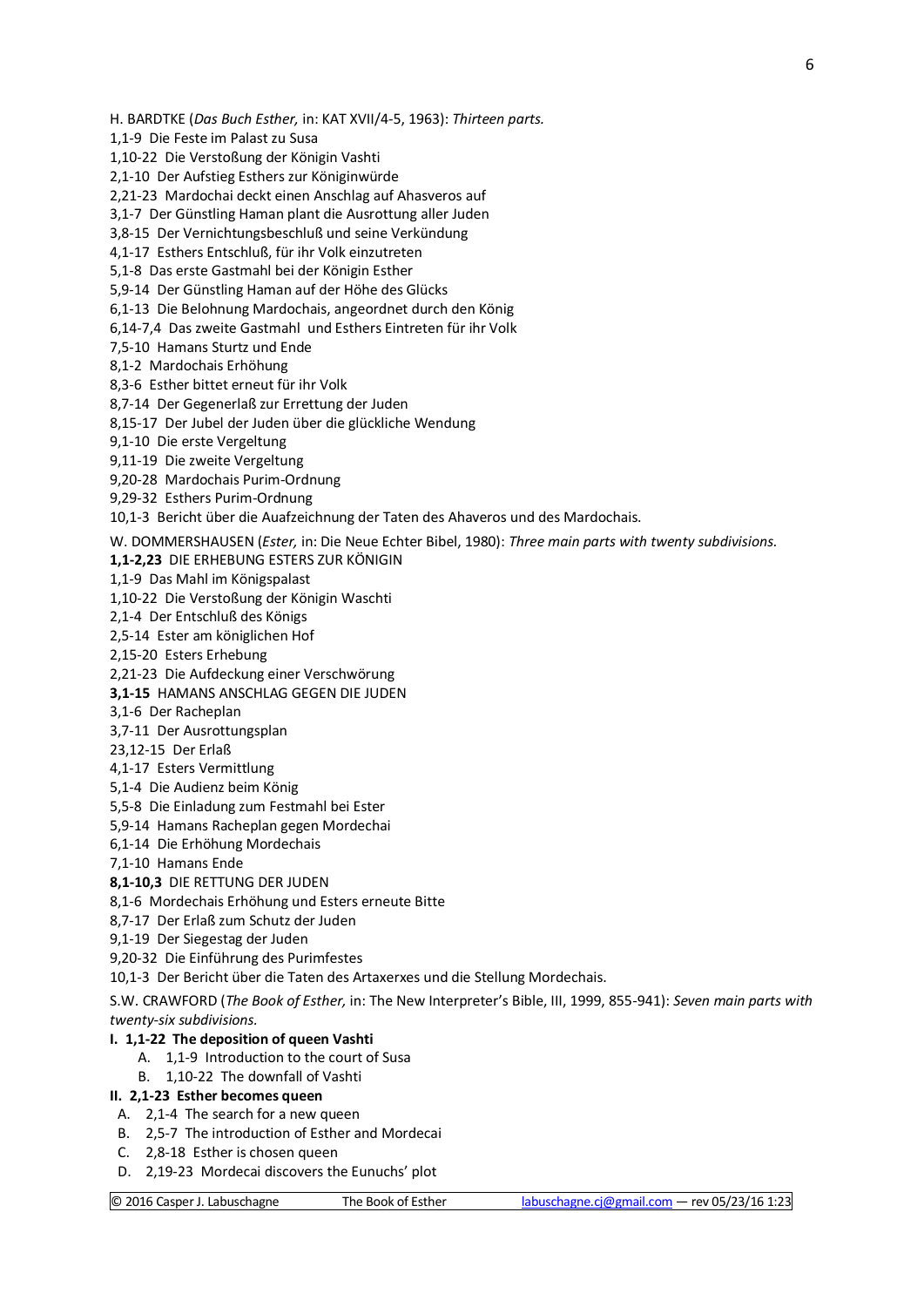H. BARDTKE (*Das Buch Esther,* in: KAT XVII/4-5, 1963): *Thirteen parts.*

1,1-9 Die Feste im Palast zu Susa
1,10-22 Die Verstoßung der Königin Vashti
2,1-10 Der Aufstieg Esthers zur Königinwürde
2,21-23 Mardochai deckt einen Anschlag auf Ahasveros auf
3,1-7 Der Günstling Haman plant die Ausrottung aller Juden
3,8-15 Der Vernichtungsbeschluß und seine Verkündung
4,1-17 Esthers Entschluß, für ihr Volk einzutreten
5,1-8 Das erste Gastmahl bei der Königin Esther
5,9-14 Der Günstling Haman auf der Höhe des Glücks
6,1-13 Die Belohnung Mardochais, angeordnet durch den König
6,14-7,4 Das zweite Gastmahl und Esthers Eintreten für ihr Volk
7,5-10 Hamans Sturtz und Ende
8,1-2 Mardochais Erhöhung
8,3-6 Esther bittet erneut für ihr Volk
8,7-14 Der Gegenerlaß zur Errettung der Juden
8,15-17 Der Jubel der Juden über die glückliche Wendung
9,1-10 Die erste Vergeltung
9,11-19 Die zweite Vergeltung
9,20-28 Mardochais Purim-Ordnung
9,29-32 Esthers Purim-Ordnung
10,1-3 Bericht über die Auafzeichnung der Taten des Ahaveros und des Mardochais.

W. DOMMERSHAUSEN (*Ester,* in: Die Neue Echter Bibel, 1980): *Three main parts with twenty subdivisions.*

**1,1-2,23** DIE ERHEBUNG ESTERS ZUR KÖNIGIN
1,1-9 Das Mahl im Königspalast
1,10-22 Die Verstoßung der Königin Waschti
2,1-4 Der Entschluß des Königs
2,5-14 Ester am königlichen Hof
2,15-20 Esters Erhebung
2,21-23 Die Aufdeckung einer Verschwörung

**3,1-15** HAMANS ANSCHLAG GEGEN DIE JUDEN
3,1-6 Der Racheplan
3,7-11 Der Ausrottungsplan
23,12-15 Der Erlaß
4,1-17 Esters Vermittlung
5,1-4 Die Audienz beim König
5,5-8 Die Einladung zum Festmahl bei Ester
5,9-14 Hamans Racheplan gegen Mordechai
6,1-14 Die Erhöhung Mordechais
7,1-10 Hamans Ende

**8,1-10,3** DIE RETTUNG DER JUDEN
8,1-6 Mordechais Erhöhung und Esters erneute Bitte
8,7-17 Der Erlaß zum Schutz der Juden
9,1-19 Der Siegestag der Juden
9,20-32 Die Einführung des Purimfestes
10,1-3 Der Bericht über die Taten des Artaxerxes und die Stellung Mordechais.

S.W. CRAWFORD (*The Book of Esther,* in: The New Interpreter's Bible, III, 1999, 855-941): *Seven main parts with twenty-six subdivisions.*

**I. 1,1-22 The deposition of queen Vashti**
- A. 1,1-9 Introduction to the court of Susa
- B. 1,10-22 The downfall of Vashti

**II. 2,1-23 Esther becomes queen**
- A. 2,1-4 The search for a new queen
- B. 2,5-7 The introduction of Esther and Mordecai
- C. 2,8-18 Esther is chosen queen
- D. 2,19-23 Mordecai discovers the Eunuchs' plot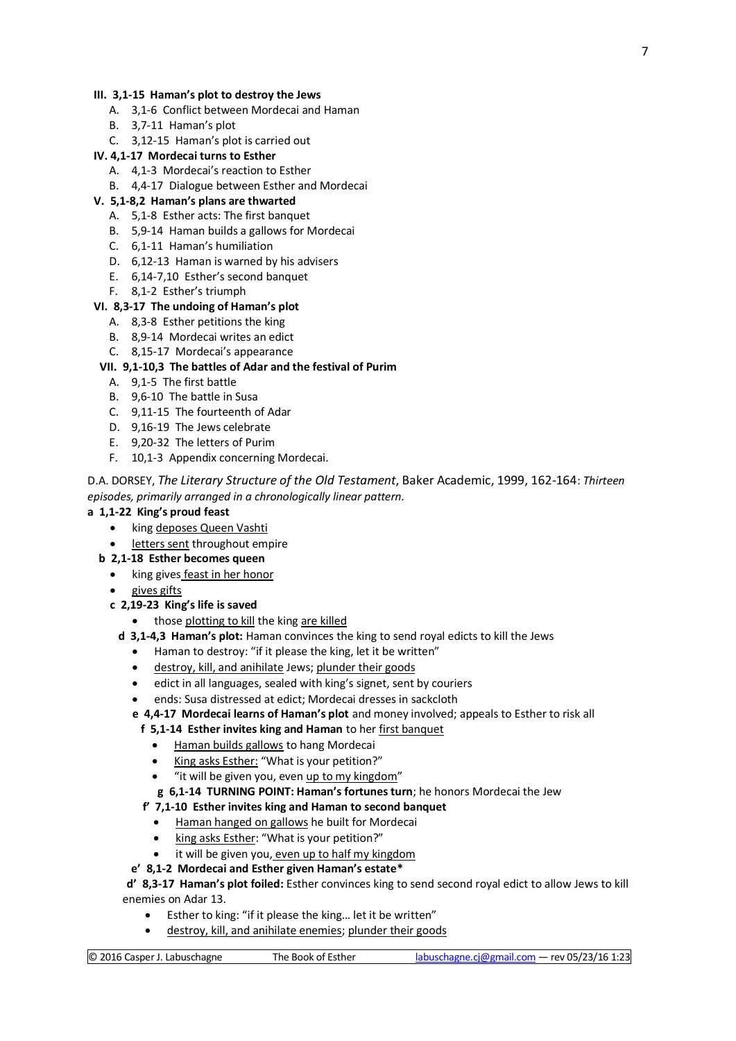**III. 3,1-15 Haman's plot to destroy the Jews**

A. 3,1-6 Conflict between Mordecai and Haman
B. 3,7-11 Haman's plot
C. 3,12-15 Haman's plot is carried out

**IV. 4,1-17 Mordecai turns to Esther**

A. 4,1-3 Mordecai's reaction to Esther
B. 4,4-17 Dialogue between Esther and Mordecai

**V. 5,1-8,2 Haman's plans are thwarted**

A. 5,1-8 Esther acts: The first banquet
B. 5,9-14 Haman builds a gallows for Mordecai
C. 6,1-11 Haman's humiliation
D. 6,12-13 Haman is warned by his advisers
E. 6,14-7,10 Esther's second banquet
F. 8,1-2 Esther's triumph

**VI. 8,3-17 The undoing of Haman's plot**

A. 8,3-8 Esther petitions the king
B. 8,9-14 Mordecai writes an edict
C. 8,15-17 Mordecai's appearance

**VII. 9,1-10,3 The battles of Adar and the festival of Purim**

A. 9,1-5 The first battle
B. 9,6-10 The battle in Susa
C. 9,11-15 The fourteenth of Adar
D. 9,16-19 The Jews celebrate
E. 9,20-32 The letters of Purim
F. 10,1-3 Appendix concerning Mordecai.

D.A. DORSEY, *The Literary Structure of the Old Testament*, Baker Academic, 1999, 162-164: *Thirteen episodes, primarily arranged in a chronologically linear pattern.*

**a 1,1-22 King's proud feast**
- king deposes Queen Vashti
- letters sent throughout empire

**b 2,1-18 Esther becomes queen**
- king gives feast in her honor
- gives gifts

**c 2,19-23 King's life is saved**
- those plotting to kill the king are killed

**d 3,1-4,3 Haman's plot:** Haman convinces the king to send royal edicts to kill the Jews
- Haman to destroy: "if it please the king, let it be written"
- destroy, kill, and anihilate Jews; plunder their goods
- edict in all languages, sealed with king's signet, sent by couriers
- ends: Susa distressed at edict; Mordecai dresses in sackcloth

**e 4,4-17 Mordecai learns of Haman's plot** and money involved; appeals to Esther to risk all

**f 5,1-14 Esther invites king and Haman** to her first banquet
- Haman builds gallows to hang Mordecai
- King asks Esther: "What is your petition?"
- "it will be given you, even up to my kingdom"

**g 6,1-14 TURNING POINT: Haman's fortunes turn**; he honors Mordecai the Jew

**f' 7,1-10 Esther invites king and Haman to second banquet**
- Haman hanged on gallows he built for Mordecai
- king asks Esther: "What is your petition?"
- it will be given you, even up to half my kingdom

**e' 8,1-2 Mordecai and Esther given Haman's estate***

**d' 8,3-17 Haman's plot foiled:** Esther convinces king to send second royal edict to allow Jews to kill enemies on Adar 13.
- Esther to king: "if it please the king… let it be written"
- destroy, kill, and anihilate enemies; plunder their goods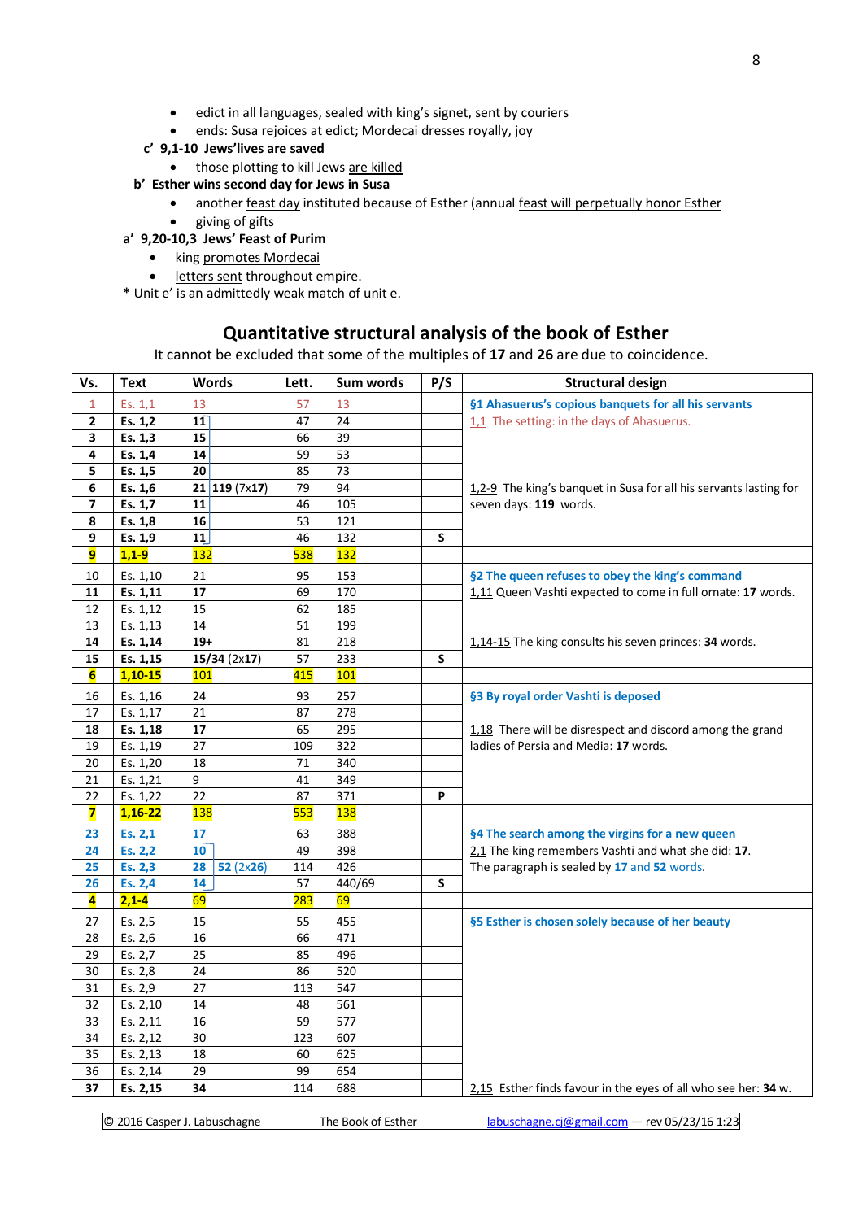- edict in all languages, sealed with king's signet, sent by couriers
- ends: Susa rejoices at edict; Mordecai dresses royally, joy

**c' 9,1-10 Jews'lives are saved**

- those plotting to kill Jews are killed

**b' Esther wins second day for Jews in Susa**

- another feast day instituted because of Esther (annual feast will perpetually honor Esther
- giving of gifts

**a' 9,20-10,3 Jews' Feast of Purim**

- king promotes Mordecai
- letters sent throughout empire.

\* Unit e' is an admittedly weak match of unit e.

## Quantitative structural analysis of the book of Esther

It cannot be excluded that some of the multiples of **17** and **26** are due to coincidence.

| Vs. | Text | Words | Lett. | Sum words | P/S | Structural design |
|---|---|---|---|---|---|---|
| 1 | Es. 1,1 | 13 | 57 | 13 | | **§1 Ahasuerus's copious banquets for all his servants** 1,1 The setting: in the days of Ahasuerus. |
| **2** | **Es. 1,2** | **11** | 47 | 24 | | |
| **3** | **Es. 1,3** | **15** | 66 | 39 | | |
| **4** | **Es. 1,4** | **14** | 59 | 53 | | |
| **5** | **Es. 1,5** | **20** | 85 | 73 | | |
| **6** | **Es. 1,6** | **21** **119** (7x**17**) | 79 | 94 | | 1,2-9 The king's banquet in Susa for all his servants lasting for seven days: **119** words. |
| **7** | **Es. 1,7** | **11** | 46 | 105 | | |
| **8** | **Es. 1,8** | **16** | 53 | 121 | | |
| **9** | **Es. 1,9** | **11** | 46 | 132 | **S** | |
| **9** | **1,1-9** | 132 | 538 | 132 | | |
| 10 | Es. 1,10 | 21 | 95 | 153 | | **§2 The queen refuses to obey the king's command** |
| **11** | **Es. 1,11** | **17** | 69 | 170 | | 1,11 Queen Vashti expected to come in full ornate: **17** words. |
| 12 | Es. 1,12 | 15 | 62 | 185 | | |
| 13 | Es. 1,13 | 14 | 51 | 199 | | |
| **14** | **Es. 1,14** | **19+** | 81 | 218 | | 1,14-15 The king consults his seven princes: **34** words. |
| **15** | **Es. 1,15** | **15/34** (2x**17**) | 57 | 233 | **S** | |
| **6** | **1,10-15** | 101 | 415 | 101 | | |
| 16 | Es. 1,16 | 24 | 93 | 257 | | **§3 By royal order Vashti is deposed** |
| 17 | Es. 1,17 | 21 | 87 | 278 | | |
| **18** | **Es. 1,18** | **17** | 65 | 295 | | 1,18 There will be disrespect and discord among the grand ladies of Persia and Media: **17** words. |
| 19 | Es. 1,19 | 27 | 109 | 322 | | |
| 20 | Es. 1,20 | 18 | 71 | 340 | | |
| 21 | Es. 1,21 | 9 | 41 | 349 | | |
| 22 | Es. 1,22 | 22 | 87 | 371 | **P** | |
| **7** | **1,16-22** | 138 | 553 | 138 | | |
| **23** | **Es. 2,1** | **17** | 63 | 388 | | **§4 The search among the virgins for a new queen** 2,1 The king remembers Vashti and what she did: **17**. |
| **24** | **Es. 2,2** | **10** | 49 | 398 | | The paragraph is sealed by **17** and **52** words. |
| **25** | **Es. 2,3** | **28** **52** (2x**26**) | 114 | 426 | | |
| **26** | **Es. 2,4** | **14** | 57 | 440/69 | **S** | |
| **4** | **2,1-4** | 69 | 283 | 69 | | |
| 27 | Es. 2,5 | 15 | 55 | 455 | | **§5 Esther is chosen solely because of her beauty** |
| 28 | Es. 2,6 | 16 | 66 | 471 | | |
| 29 | Es. 2,7 | 25 | 85 | 496 | | |
| 30 | Es. 2,8 | 24 | 86 | 520 | | |
| 31 | Es. 2,9 | 27 | 113 | 547 | | |
| 32 | Es. 2,10 | 14 | 48 | 561 | | |
| 33 | Es. 2,11 | 16 | 59 | 577 | | |
| 34 | Es. 2,12 | 30 | 123 | 607 | | |
| 35 | Es. 2,13 | 18 | 60 | 625 | | |
| 36 | Es. 2,14 | 29 | 99 | 654 | | |
| **37** | **Es. 2,15** | **34** | 114 | 688 | | 2,15 Esther finds favour in the eyes of all who see her: **34** w. |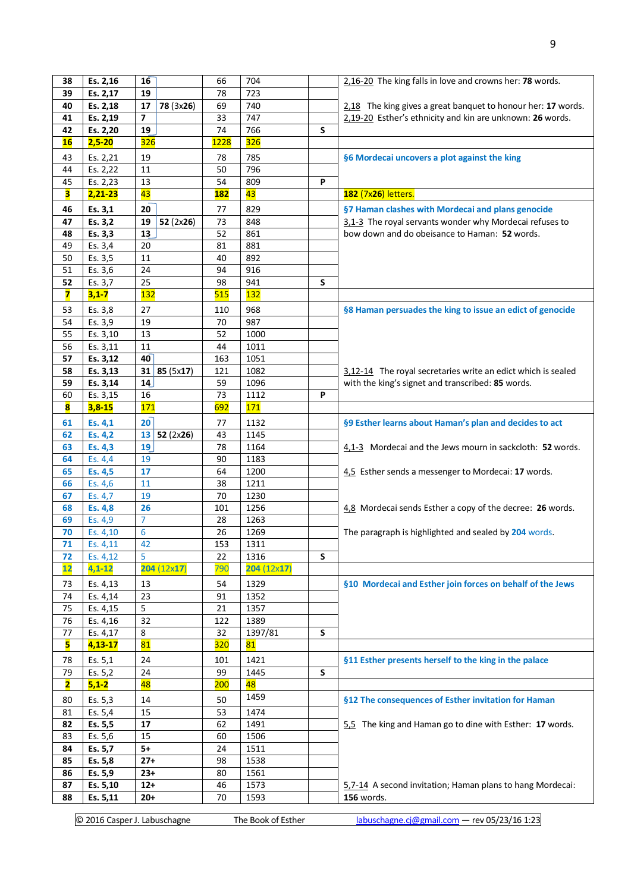| | | | | | | | |
|---|---|---|---|---|---|---|---|
| **38** | **Es. 2,16** | **16** | | 66 | 704 | | 2,16-20 The king falls in love and crowns her: **78** words. |
| **39** | **Es. 2,17** | **19** | | 78 | 723 | | |
| **40** | **Es. 2,18** | **17** | **78** (3x**26**) | 69 | 740 | | 2,18 The king gives a great banquet to honour her: **17** words. |
| **41** | **Es. 2,19** | **7** | | 33 | 747 | | 2,19-20 Esther's ethnicity and kin are unknown: **26** words. |
| **42** | **Es. 2,20** | **19** | | 74 | 766 | **S** | |
| **16** | **2,5-20** | 326 | | **1228** | 326 | | |
| 43 | Es. 2,21 | 19 | | 78 | 785 | | **§6 Mordecai uncovers a plot against the king** |
| 44 | Es. 2,22 | 11 | | 50 | 796 | | |
| 45 | Es. 2,23 | 13 | | 54 | 809 | **P** | |
| **3** | **2,21-23** | 43 | | **182** | 43 | | **182** (7x**26**) letters. |
| **46** | **Es. 3,1** | **20** | | 77 | 829 | | **§7 Haman clashes with Mordecai and plans genocide** |
| **47** | **Es. 3,2** | **19** | **52** (2x**26**) | 73 | 848 | | 3,1-3 The royal servants wonder why Mordecai refuses to bow down and do obeisance to Haman: **52** words. |
| **48** | **Es. 3,3** | **13** | | 52 | 861 | | |
| 49 | Es. 3,4 | 20 | | 81 | 881 | | |
| 50 | Es. 3,5 | 11 | | 40 | 892 | | |
| 51 | Es. 3,6 | 24 | | 94 | 916 | | |
| 52 | Es. 3,7 | 25 | | 98 | 941 | **S** | |
| **7** | **3,1-7** | 132 | | 515 | 132 | | |
| 53 | Es. 3,8 | 27 | | 110 | 968 | | **§8 Haman persuades the king to issue an edict of genocide** |
| 54 | Es. 3,9 | 19 | | 70 | 987 | | |
| 55 | Es. 3,10 | 13 | | 52 | 1000 | | |
| 56 | Es. 3,11 | 11 | | 44 | 1011 | | |
| **57** | **Es. 3,12** | **40** | | 163 | 1051 | | |
| **58** | **Es. 3,13** | **31** | **85** (5x**17**) | 121 | 1082 | | 3,12-14 The royal secretaries write an edict which is sealed with the king's signet and transcribed: **85** words. |
| **59** | **Es. 3,14** | **14** | | 59 | 1096 | | |
| 60 | Es. 3,15 | 16 | | 73 | 1112 | **P** | |
| **8** | **3,8-15** | 171 | | 692 | 171 | | |
| **61** | **Es. 4,1** | **20** | | 77 | 1132 | | **§9 Esther learns about Haman's plan and decides to act** |
| **62** | **Es. 4,2** | **13** | **52** (2x**26**) | 43 | 1145 | | |
| **63** | **Es. 4,3** | **19** | | 78 | 1164 | | 4,1-3 Mordecai and the Jews mourn in sackcloth: **52** words. |
| 64 | Es. 4,4 | 19 | | 90 | 1183 | | |
| **65** | **Es. 4,5** | **17** | | 64 | 1200 | | 4,5 Esther sends a messenger to Mordecai: **17** words. |
| 66 | Es. 4,6 | 11 | | 38 | 1211 | | |
| 67 | Es. 4,7 | 19 | | 70 | 1230 | | |
| **68** | **Es. 4,8** | **26** | | 101 | 1256 | | 4,8 Mordecai sends Esther a copy of the decree: **26** words. |
| 69 | Es. 4,9 | 7 | | 28 | 1263 | | |
| 70 | Es. 4,10 | 6 | | 26 | 1269 | | The paragraph is highlighted and sealed by **204** words. |
| 71 | Es. 4,11 | 42 | | 153 | 1311 | | |
| 72 | Es. 4,12 | 5 | | 22 | 1316 | **S** | |
| **12** | **4,1-12** | **204** (12x**17**) | | 790 | **204** (12x**17**) | | |
| 73 | Es. 4,13 | 13 | | 54 | 1329 | | **§10 Mordecai and Esther join forces on behalf of the Jews** |
| 74 | Es. 4,14 | 23 | | 91 | 1352 | | |
| 75 | Es. 4,15 | 5 | | 21 | 1357 | | |
| 76 | Es. 4,16 | 32 | | 122 | 1389 | | |
| 77 | Es. 4,17 | 8 | | 32 | 1397/81 | **S** | |
| **5** | **4,13-17** | 81 | | 320 | 81 | | |
| 78 | Es. 5,1 | 24 | | 101 | 1421 | | **§11 Esther presents herself to the king in the palace** |
| 79 | Es. 5,2 | 24 | | 99 | 1445 | **S** | |
| **2** | **5,1-2** | 48 | | 200 | 48 | | |
| 80 | Es. 5,3 | 14 | | 50 | 1459 | | **§12 The consequences of Esther invitation for Haman** |
| 81 | Es. 5,4 | 15 | | 53 | 1474 | | |
| **82** | **Es. 5,5** | **17** | | 62 | 1491 | | 5,5 The king and Haman go to dine with Esther: **17** words. |
| 83 | Es. 5,6 | 15 | | 60 | 1506 | | |
| **84** | **Es. 5,7** | **5+** | | 24 | 1511 | | |
| **85** | **Es. 5,8** | **27+** | | 98 | 1538 | | |
| **86** | **Es. 5,9** | **23+** | | 80 | 1561 | | |
| **87** | **Es. 5,10** | **12+** | | 46 | 1573 | | 5,7-14 A second invitation; Haman plans to hang Mordecai: **156** words. |
| **88** | **Es. 5,11** | **20+** | | 70 | 1593 | | |

© 2016 Casper J. Labuschagne — The Book of Esther — labuschagne.cj@gmail.com — rev 05/23/16 1:23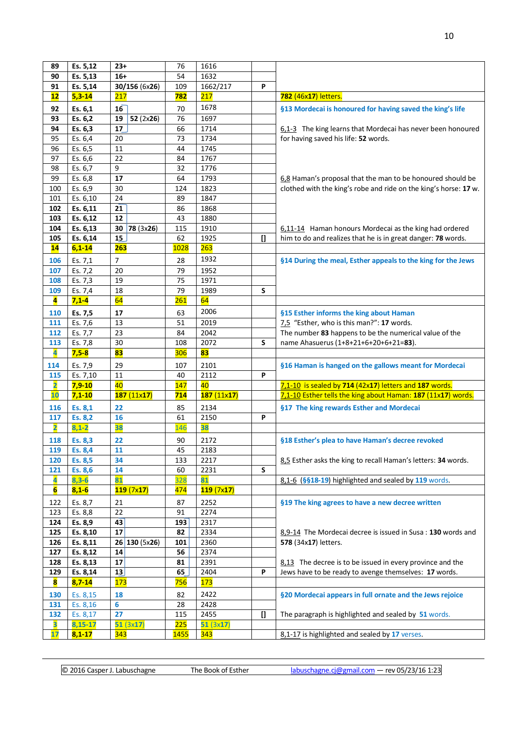| | | | | | | |
|---|---|---|---|---|---|---|
| 89 | Es. 5,12 | 23+ | 76 | 1616 | | |
| 90 | Es. 5,13 | 16+ | 54 | 1632 | | |
| 91 | Es. 5,14 | 30/156 (6x26) | 109 | 1662/217 | P | |
| 12 | 5,3-14 | 217 | 782 | 217 | | 782 (46x17) letters. |
| 92 | Es. 6,1 | 16 | 70 | 1678 | | **§13 Mordecai is honoured for having saved the king's life** |
| 93 | Es. 6,2 | 19 52 (2x26) | 76 | 1697 | | |
| 94 | Es. 6,3 | 17 | 66 | 1714 | | 6,1-3 The king learns that Mordecai has never been honoured for having saved his life: **52** words. |
| 95 | Es. 6,4 | 20 | 73 | 1734 | | |
| 96 | Es. 6,5 | 11 | 44 | 1745 | | |
| 97 | Es. 6,6 | 22 | 84 | 1767 | | |
| 98 | Es. 6,7 | 9 | 32 | 1776 | | |
| 99 | Es. 6,8 | 17 | 64 | 1793 | | 6,8 Haman's proposal that the man to be honoured should be clothed with the king's robe and ride on the king's horse: **17** w. |
| 100 | Es. 6,9 | 30 | 124 | 1823 | | |
| 101 | Es. 6,10 | 24 | 89 | 1847 | | |
| 102 | Es. 6,11 | 21 | 86 | 1868 | | |
| 103 | Es. 6,12 | 12 | 43 | 1880 | | |
| 104 | Es. 6,13 | 30 78 (3x26) | 115 | 1910 | | 6,11-14 Haman honours Mordecai as the king had ordered him to do and realizes that he is in great danger: **78** words. |
| 105 | Es. 6,14 | 15 | 62 | 1925 | [] | |
| 14 | 6,1-14 | 263 | 1028 | 263 | | |
| 106 | Es. 7,1 | 7 | 28 | 1932 | | **§14 During the meal, Esther appeals to the king for the Jews** |
| 107 | Es. 7,2 | 20 | 79 | 1952 | | |
| 108 | Es. 7,3 | 19 | 75 | 1971 | | |
| 109 | Es. 7,4 | 18 | 79 | 1989 | S | |
| 4 | 7,1-4 | 64 | 261 | 64 | | |
| 110 | Es. 7,5 | 17 | 63 | 2006 | | **§15 Esther informs the king about Haman** |
| 111 | Es. 7,6 | 13 | 51 | 2019 | | 7,5 "Esther, who is this man?": **17** words. |
| 112 | Es. 7,7 | 23 | 84 | 2042 | | The number **83** happens to be the numerical value of the name Ahasuerus (1+8+21+6+20+6+21=**83**). |
| 113 | Es. 7,8 | 30 | 108 | 2072 | S | |
| 4 | 7,5-8 | 83 | 306 | 83 | | |
| 114 | Es. 7,9 | 29 | 107 | 2101 | | **§16 Haman is hanged on the gallows meant for Mordecai** |
| 115 | Es. 7,10 | 11 | 40 | 2112 | P | |
| 2 | 7,9-10 | 40 | 147 | 40 | | 7,1-10 is sealed by **714** (42x**17**) letters and **187** words. |
| 10 | 7,1-10 | 187 (11x17) | 714 | 187 (11x17) | | 7,1-10 Esther tells the king about Haman: 187 (11x17) words. |
| 116 | Es. 8,1 | 22 | 85 | 2134 | | **§17 The king rewards Esther and Mordecai** |
| 117 | Es. 8,2 | 16 | 61 | 2150 | P | |
| 2 | 8,1-2 | 38 | 146 | 38 | | |
| 118 | Es. 8,3 | 22 | 90 | 2172 | | **§18 Esther's plea to have Haman's decree revoked** |
| 119 | Es. 8,4 | 11 | 45 | 2183 | | |
| 120 | Es. 8,5 | 34 | 133 | 2217 | | 8,5 Esther asks the king to recall Haman's letters: **34** words. |
| 121 | Es. 8,6 | 14 | 60 | 2231 | S | |
| 4 | 8,3-6 | 81 | 328 | 81 | | 8,1-6 (**§§18-19**) highlighted and sealed by **119** words. |
| 6 | 8,1-6 | 119 (7x17) | 474 | 119 (7x17) | | |
| 122 | Es. 8,7 | 21 | 87 | 2252 | | **§19 The king agrees to have a new decree written** |
| 123 | Es. 8,8 | 22 | 91 | 2274 | | |
| 124 | Es. 8,9 | 43 | 193 | 2317 | | |
| 125 | Es. 8,10 | 17 | 82 | 2334 | | 8,9-14 The Mordecai decree is issued in Susa : **130** words and **578** (34x**17**) letters. |
| 126 | Es. 8,11 | 26 130 (5x26) | 101 | 2360 | | |
| 127 | Es. 8,12 | 14 | 56 | 2374 | | |
| 128 | Es. 8,13 | 17 | 81 | 2391 | | 8,13 The decree is to be issued in every province and the Jews have to be ready to avenge themselves: **17** words. |
| 129 | Es. 8,14 | 13 | 65 | 2404 | P | |
| 8 | 8,7-14 | 173 | 756 | 173 | | |
| 130 | Es. 8,15 | 18 | 82 | 2422 | | **§20 Mordecai appears in full ornate and the Jews rejoice** |
| 131 | Es. 8,16 | 6 | 28 | 2428 | | |
| 132 | Es. 8,17 | 27 | 115 | 2455 | [] | The paragraph is highlighted and sealed by **51** words. |
| 3 | 8,15-17 | 51 (3x17) | 225 | 51 (3x17) | | |
| 17 | 8,1-17 | 343 | 1455 | 343 | | 8,1-17 is highlighted and sealed by **17** verses. |

© 2016 Casper J. Labuschagne — The Book of Esther — labuschagne.cj@gmail.com — rev 05/23/16 1:23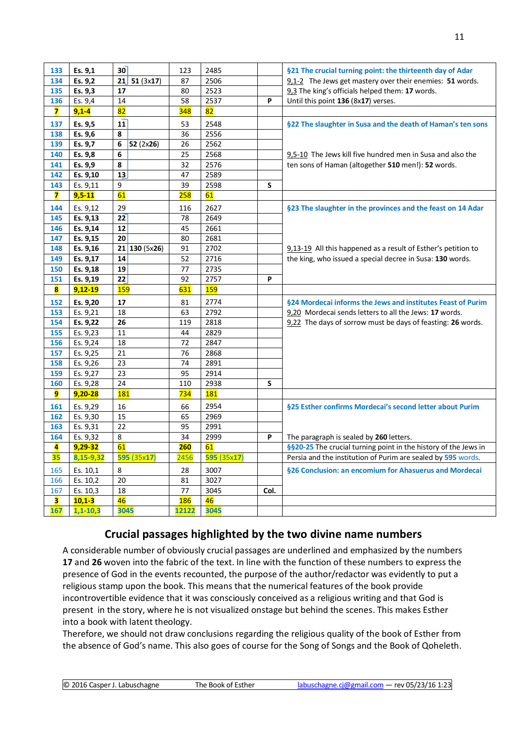| | | | | | | |
|---|---|---|---|---|---|---|
| 133 | **Es. 9,1** | **30** | 123 | 2485 | | **§21 The crucial turning point: the thirteenth day of Adar** |
| 134 | **Es. 9,2** | **21** **51** (3x**17**) | 87 | 2506 | | 9,1-2 The Jews get mastery over their enemies: **51** words. |
| 135 | **Es. 9,3** | **17** | 80 | 2523 | | 9,3 The king's officials helped them: **17** words. |
| 136 | Es. 9,4 | 14 | 58 | 2537 | **P** | Until this point **136** (8x**17**) verses. |
| **7** | **9,1-4** | 82 | 348 | 82 | | |
| 137 | **Es. 9,5** | **11** | 53 | 2548 | | **§22 The slaughter in Susa and the death of Haman's ten sons** |
| 138 | **Es. 9,6** | **8** | 36 | 2556 | | |
| 139 | **Es. 9,7** | **6** **52** (2x**26**) | 26 | 2562 | | |
| 140 | **Es. 9,8** | **6** | 25 | 2568 | | 9,5-10 The Jews kill five hundred men in Susa and also the |
| 141 | **Es. 9,9** | **8** | 32 | 2576 | | ten sons of Haman (altogether **510** men!): **52** words. |
| 142 | **Es. 9,10** | **13** | 47 | 2589 | | |
| 143 | Es. 9,11 | 9 | 39 | 2598 | **S** | |
| **7** | **9,5-11** | 61 | 258 | 61 | | |
| 144 | **Es. 9,12** | 29 | 116 | 2627 | | **§23 The slaughter in the provinces and the feast on 14 Adar** |
| 145 | **Es. 9,13** | **22** | 78 | 2649 | | |
| 146 | **Es. 9,14** | **12** | 45 | 2661 | | |
| 147 | **Es. 9,15** | **20** | 80 | 2681 | | |
| 148 | **Es. 9,16** | **21** **130** (5x**26**) | 91 | 2702 | | 9,13-19 All this happened as a result of Esther's petition to |
| 149 | **Es. 9,17** | **14** | 52 | 2716 | | the king, who issued a special decree in Susa: **130** words. |
| 150 | **Es. 9,18** | **19** | 77 | 2735 | | |
| 151 | **Es. 9,19** | **22** | 92 | 2757 | **P** | |
| **8** | **9,12-19** | 159 | 631 | 159 | | |
| 152 | **Es. 9,20** | **17** | 81 | 2774 | | **§24 Mordecai informs the Jews and institutes Feast of Purim** |
| 153 | Es. 9,21 | 18 | 63 | 2792 | | 9,20 Mordecai sends letters to all the Jews: **17** words. |
| 154 | **Es. 9,22** | **26** | 119 | 2818 | | 9,22 The days of sorrow must be days of feasting: **26** words. |
| 155 | Es. 9,23 | 11 | 44 | 2829 | | |
| 156 | Es. 9,24 | 18 | 72 | 2847 | | |
| 157 | Es. 9,25 | 21 | 76 | 2868 | | |
| 158 | Es. 9,26 | 23 | 74 | 2891 | | |
| 159 | Es. 9,27 | 23 | 95 | 2914 | | |
| 160 | Es. 9,28 | 24 | 110 | 2938 | **S** | |
| **9** | **9,20-28** | 181 | 734 | 181 | | |
| 161 | Es. 9,29 | 16 | 66 | 2954 | | **§25 Esther confirms Mordecai's second letter about Purim** |
| 162 | Es. 9,30 | 15 | 65 | 2969 | | |
| 163 | Es. 9,31 | 22 | 95 | 2991 | | |
| 164 | Es. 9,32 | 8 | 34 | 2999 | **P** | The paragraph is sealed by **260** letters. |
| **4** | **9,29-32** | 61 | **260** | 61 | | **§§20-25** The crucial turning point in the history of the Jews in |
| **35** | **8,15-9,32** | 595 (35x17) | 2456 | 595 (35x17) | | Persia and the institution of Purim are sealed by **595** words. |
| 165 | Es. 10,1 | 8 | 28 | 3007 | | **§26 Conclusion: an encomium for Ahasuerus and Mordecai** |
| 166 | Es. 10,2 | 20 | 81 | 3027 | | |
| 167 | Es. 10,3 | 18 | 77 | 3045 | **Col.** | |
| **3** | **10,1-3** | 46 | 186 | 46 | | |
| **167** | **1,1-10,3** | 3045 | 12122 | 3045 | | |

## Crucial passages highlighted by the two divine name numbers

A considerable number of obviously crucial passages are underlined and emphasized by the numbers **17** and **26** woven into the fabric of the text. In line with the function of these numbers to express the presence of God in the events recounted, the purpose of the author/redactor was evidently to put a religious stamp upon the book. This means that the numerical features of the book provide incontrovertible evidence that it was consciously conceived as a religious writing and that God is present in the story, where he is not visualized onstage but behind the scenes. This makes Esther into a book with latent theology.

Therefore, we should not draw conclusions regarding the religious quality of the book of Esther from the absence of God's name. This also goes of course for the Song of Songs and the Book of Qoheleth.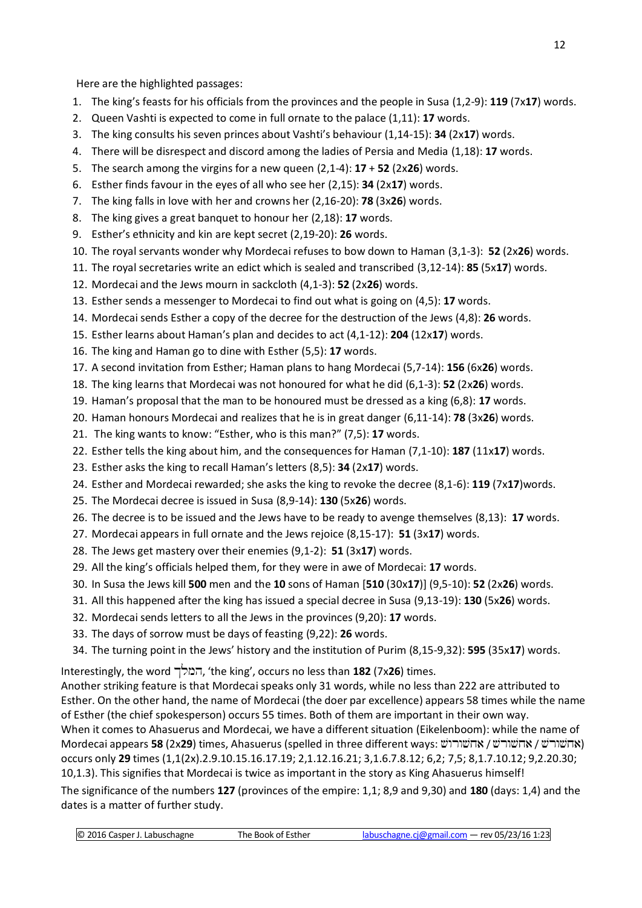Here are the highlighted passages:

1. The king's feasts for his officials from the provinces and the people in Susa (1,2-9): **119** (7x**17**) words.
2. Queen Vashti is expected to come in full ornate to the palace (1,11): **17** words.
3. The king consults his seven princes about Vashti's behaviour (1,14-15): **34** (2x**17**) words.
4. There will be disrespect and discord among the ladies of Persia and Media (1,18): **17** words.
5. The search among the virgins for a new queen (2,1-4): **17** + **52** (2x**26**) words.
6. Esther finds favour in the eyes of all who see her (2,15): **34** (2x**17**) words.
7. The king falls in love with her and crowns her (2,16-20): **78** (3x**26**) words.
8. The king gives a great banquet to honour her (2,18): **17** words.
9. Esther's ethnicity and kin are kept secret (2,19-20): **26** words.
10. The royal servants wonder why Mordecai refuses to bow down to Haman (3,1-3): **52** (2x**26**) words.
11. The royal secretaries write an edict which is sealed and transcribed (3,12-14): **85** (5x**17**) words.
12. Mordecai and the Jews mourn in sackcloth (4,1-3): **52** (2x**26**) words.
13. Esther sends a messenger to Mordecai to find out what is going on (4,5): **17** words.
14. Mordecai sends Esther a copy of the decree for the destruction of the Jews (4,8): **26** words.
15. Esther learns about Haman's plan and decides to act (4,1-12): **204** (12x**17**) words.
16. The king and Haman go to dine with Esther (5,5): **17** words.
17. A second invitation from Esther; Haman plans to hang Mordecai (5,7-14): **156** (6x**26**) words.
18. The king learns that Mordecai was not honoured for what he did (6,1-3): **52** (2x**26**) words.
19. Haman's proposal that the man to be honoured must be dressed as a king (6,8): **17** words.
20. Haman honours Mordecai and realizes that he is in great danger (6,11-14): **78** (3x**26**) words.
21. The king wants to know: "Esther, who is this man?" (7,5): **17** words.
22. Esther tells the king about him, and the consequences for Haman (7,1-10): **187** (11x**17**) words.
23. Esther asks the king to recall Haman's letters (8,5): **34** (2x**17**) words.
24. Esther and Mordecai rewarded; she asks the king to revoke the decree (8,1-6): **119** (7x**17**)words.
25. The Mordecai decree is issued in Susa (8,9-14): **130** (5x**26**) words.
26. The decree is to be issued and the Jews have to be ready to avenge themselves (8,13): **17** words.
27. Mordecai appears in full ornate and the Jews rejoice (8,15-17): **51** (3x**17**) words.
28. The Jews get mastery over their enemies (9,1-2): **51** (3x**17**) words.
29. All the king's officials helped them, for they were in awe of Mordecai: **17** words.
30. In Susa the Jews kill **500** men and the **10** sons of Haman [**510** (30x**17**)] (9,5-10): **52** (2x**26**) words.
31. All this happened after the king has issued a special decree in Susa (9,13-19): **130** (5x**26**) words.
32. Mordecai sends letters to all the Jews in the provinces (9,20): **17** words.
33. The days of sorrow must be days of feasting (9,22): **26** words.
34. The turning point in the Jews' history and the institution of Purim (8,15-9,32): **595** (35x**17**) words.

Interestingly, the word הַמֶּלֶךְ, 'the king', occurs no less than **182** (7x**26**) times.
Another striking feature is that Mordecai speaks only 31 words, while no less than 222 are attributed to Esther. On the other hand, the name of Mordecai (the doer par excellence) appears 58 times while the name of Esther (the chief spokesperson) occurs 55 times. Both of them are important in their own way.
When it comes to Ahasuerus and Mordecai, we have a different situation (Eikelenboom): while the name of Mordecai appears **58** (2x**29**) times, Ahasuerus (spelled in three different ways: אחשורוש / אחשורש / אחשרש) occurs only **29** times (1,1(2x).2.9.10.15.16.17.19; 2,1.12.16.21; 3,1.6.7.8.12; 6,2; 7,5; 8,1.7.10.12; 9,2.20.30; 10,1.3). This signifies that Mordecai is twice as important in the story as King Ahasuerus himself!

The significance of the numbers **127** (provinces of the empire: 1,1; 8,9 and 9,30) and **180** (days: 1,4) and the dates is a matter of further study.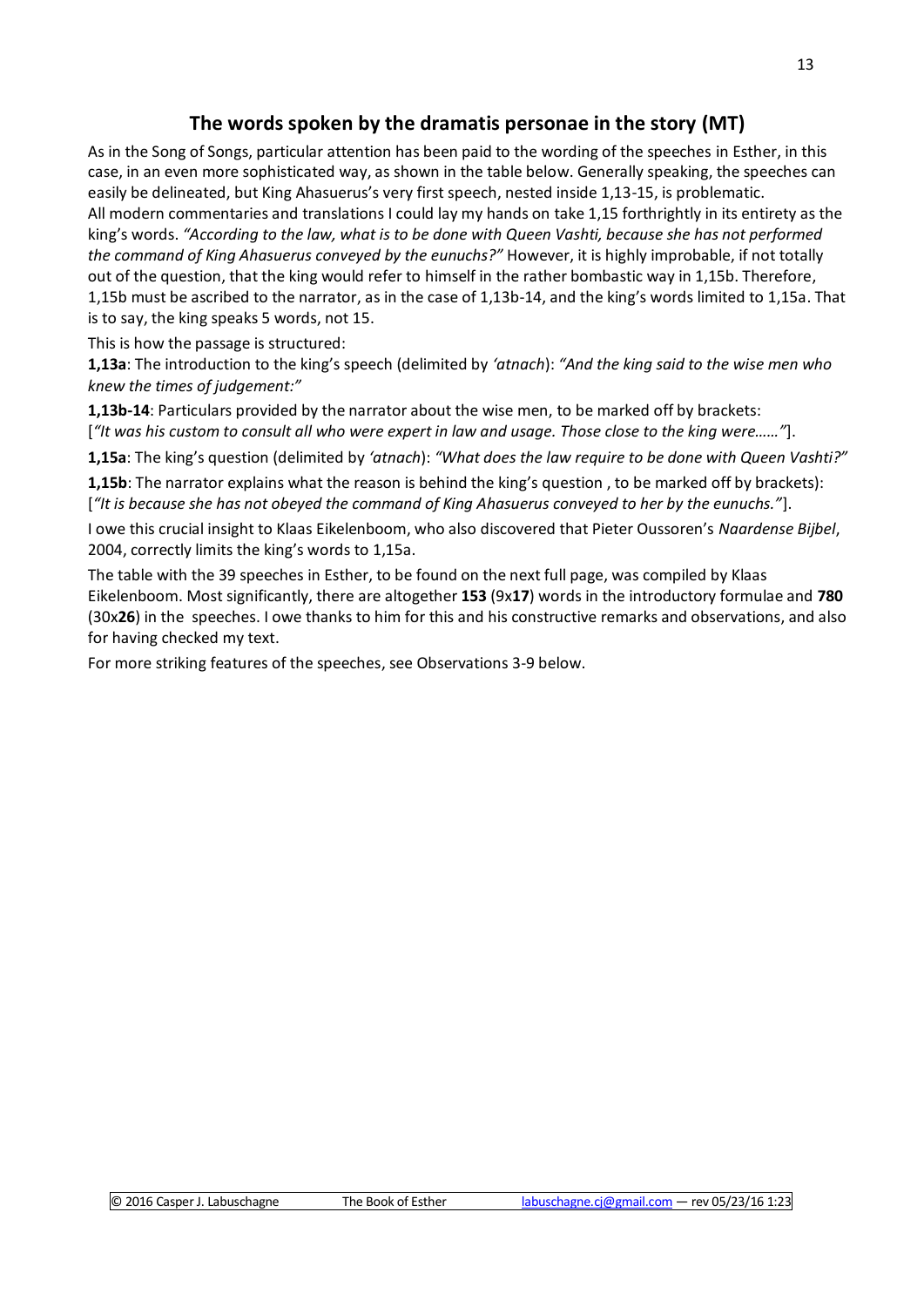## The words spoken by the dramatis personae in the story (MT)

As in the Song of Songs, particular attention has been paid to the wording of the speeches in Esther, in this case, in an even more sophisticated way, as shown in the table below. Generally speaking, the speeches can easily be delineated, but King Ahasuerus's very first speech, nested inside 1,13-15, is problematic. All modern commentaries and translations I could lay my hands on take 1,15 forthrightly in its entirety as the king's words. *"According to the law, what is to be done with Queen Vashti, because she has not performed the command of King Ahasuerus conveyed by the eunuchs?"* However, it is highly improbable, if not totally out of the question, that the king would refer to himself in the rather bombastic way in 1,15b. Therefore, 1,15b must be ascribed to the narrator, as in the case of 1,13b-14, and the king's words limited to 1,15a. That is to say, the king speaks 5 words, not 15.

This is how the passage is structured:

**1,13a**: The introduction to the king's speech (delimited by *'atnach*): *"And the king said to the wise men who knew the times of judgement:"*

**1,13b-14**: Particulars provided by the narrator about the wise men, to be marked off by brackets: [*"It was his custom to consult all who were expert in law and usage. Those close to the king were……"*].

**1,15a**: The king's question (delimited by *'atnach*): *"What does the law require to be done with Queen Vashti?"*

**1,15b**: The narrator explains what the reason is behind the king's question , to be marked off by brackets): [*"It is because she has not obeyed the command of King Ahasuerus conveyed to her by the eunuchs."*].

I owe this crucial insight to Klaas Eikelenboom, who also discovered that Pieter Oussoren's *Naardense Bijbel*, 2004, correctly limits the king's words to 1,15a.

The table with the 39 speeches in Esther, to be found on the next full page, was compiled by Klaas Eikelenboom. Most significantly, there are altogether **153** (9x**17**) words in the introductory formulae and **780** (30x**26**) in the speeches. I owe thanks to him for this and his constructive remarks and observations, and also for having checked my text.

For more striking features of the speeches, see Observations 3-9 below.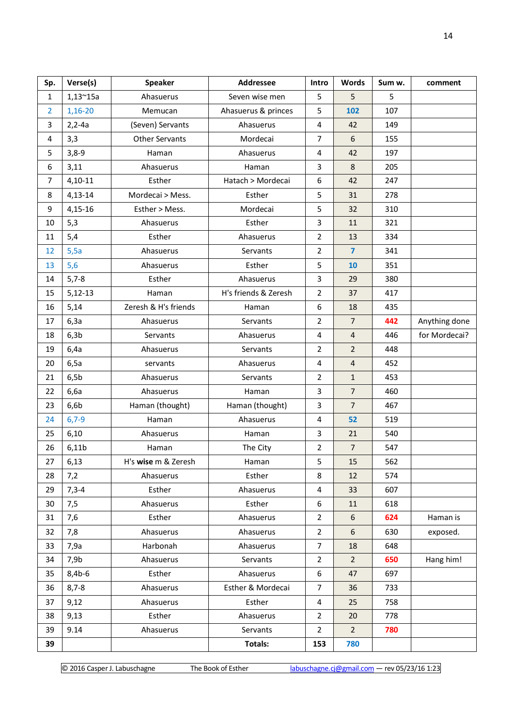| Sp. | Verse(s) | Speaker | Addressee | Intro | Words | Sum w. | comment |
|---|---|---|---|---|---|---|---|
| 1 | 1,13~15a | Ahasuerus | Seven wise men | 5 | 5 | 5 | |
| 2 | 1,16-20 | Memucan | Ahasuerus & princes | 5 | **102** | 107 | |
| 3 | 2,2-4a | (Seven) Servants | Ahasuerus | 4 | 42 | 149 | |
| 4 | 3,3 | Other Servants | Mordecai | 7 | 6 | 155 | |
| 5 | 3,8-9 | Haman | Ahasuerus | 4 | 42 | 197 | |
| 6 | 3,11 | Ahasuerus | Haman | 3 | 8 | 205 | |
| 7 | 4,10-11 | Esther | Hatach > Mordecai | 6 | 42 | 247 | |
| 8 | 4,13-14 | Mordecai > Mess. | Esther | 5 | 31 | 278 | |
| 9 | 4,15-16 | Esther > Mess. | Mordecai | 5 | 32 | 310 | |
| 10 | 5,3 | Ahasuerus | Esther | 3 | 11 | 321 | |
| 11 | 5,4 | Esther | Ahasuerus | 2 | 13 | 334 | |
| 12 | 5,5a | Ahasuerus | Servants | 2 | **7** | 341 | |
| 13 | 5,6 | Ahasuerus | Esther | 5 | **10** | 351 | |
| 14 | 5,7-8 | Esther | Ahasuerus | 3 | 29 | 380 | |
| 15 | 5,12-13 | Haman | H's friends & Zeresh | 2 | 37 | 417 | |
| 16 | 5,14 | Zeresh & H's friends | Haman | 6 | 18 | 435 | |
| 17 | 6,3a | Ahasuerus | Servants | 2 | 7 | **442** | Anything done |
| 18 | 6,3b | Servants | Ahasuerus | 4 | 4 | 446 | for Mordecai? |
| 19 | 6,4a | Ahasuerus | Servants | 2 | 2 | 448 | |
| 20 | 6,5a | servants | Ahasuerus | 4 | 4 | 452 | |
| 21 | 6,5b | Ahasuerus | Servants | 2 | 1 | 453 | |
| 22 | 6,6a | Ahasuerus | Haman | 3 | 7 | 460 | |
| 23 | 6,6b | Haman (thought) | Haman (thought) | 3 | 7 | 467 | |
| 24 | 6,7-9 | Haman | Ahasuerus | 4 | **52** | 519 | |
| 25 | 6,10 | Ahasuerus | Haman | 3 | 21 | 540 | |
| 26 | 6,11b | Haman | The City | 2 | 7 | 547 | |
| 27 | 6,13 | H's **wise** m & Zeresh | Haman | 5 | 15 | 562 | |
| 28 | 7,2 | Ahasuerus | Esther | 8 | 12 | 574 | |
| 29 | 7,3-4 | Esther | Ahasuerus | 4 | 33 | 607 | |
| 30 | 7,5 | Ahasuerus | Esther | 6 | 11 | 618 | |
| 31 | 7,6 | Esther | Ahasuerus | 2 | 6 | **624** | Haman is |
| 32 | 7,8 | Ahasuerus | Ahasuerus | 2 | 6 | 630 | exposed. |
| 33 | 7,9a | Harbonah | Ahasuerus | 7 | 18 | 648 | |
| 34 | 7,9b | Ahasuerus | Servants | 2 | 2 | **650** | Hang him! |
| 35 | 8,4b-6 | Esther | Ahasuerus | 6 | 47 | 697 | |
| 36 | 8,7-8 | Ahasuerus | Esther & Mordecai | 7 | 36 | 733 | |
| 37 | 9,12 | Ahasuerus | Esther | 4 | 25 | 758 | |
| 38 | 9,13 | Esther | Ahasuerus | 2 | 20 | 778 | |
| 39 | 9.14 | Ahasuerus | Servants | 2 | 2 | **780** | |
| **39** | | | **Totals:** | **153** | **780** | | |

© 2016 Casper J. Labuschagne The Book of Esther labuschagne.cj@gmail.com — rev 05/23/16 1:23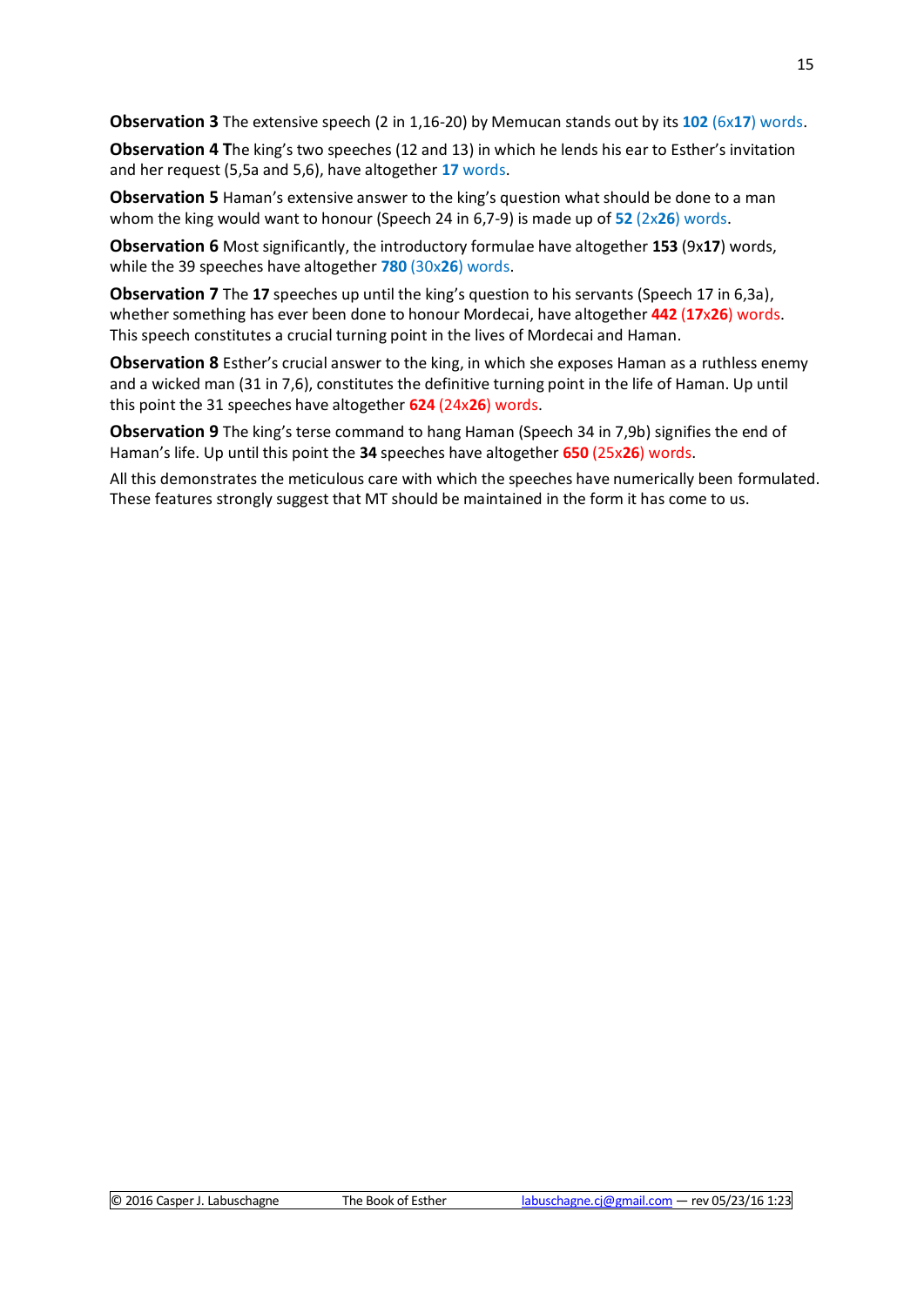**Observation 3** The extensive speech (2 in 1,16-20) by Memucan stands out by its **102** (6x**17**) words.

**Observation 4 T**he king's two speeches (12 and 13) in which he lends his ear to Esther's invitation and her request (5,5a and 5,6), have altogether **17** words.

**Observation 5** Haman's extensive answer to the king's question what should be done to a man whom the king would want to honour (Speech 24 in 6,7-9) is made up of **52** (2x**26**) words.

**Observation 6** Most significantly, the introductory formulae have altogether **153** (9x**17**) words, while the 39 speeches have altogether **780** (30x**26**) words.

**Observation 7** The **17** speeches up until the king's question to his servants (Speech 17 in 6,3a), whether something has ever been done to honour Mordecai, have altogether **442** (**17**x**26**) words. This speech constitutes a crucial turning point in the lives of Mordecai and Haman.

**Observation 8** Esther's crucial answer to the king, in which she exposes Haman as a ruthless enemy and a wicked man (31 in 7,6), constitutes the definitive turning point in the life of Haman. Up until this point the 31 speeches have altogether **624** (24x**26**) words.

**Observation 9** The king's terse command to hang Haman (Speech 34 in 7,9b) signifies the end of Haman's life. Up until this point the **34** speeches have altogether **650** (25x**26**) words.

All this demonstrates the meticulous care with which the speeches have numerically been formulated. These features strongly suggest that MT should be maintained in the form it has come to us.